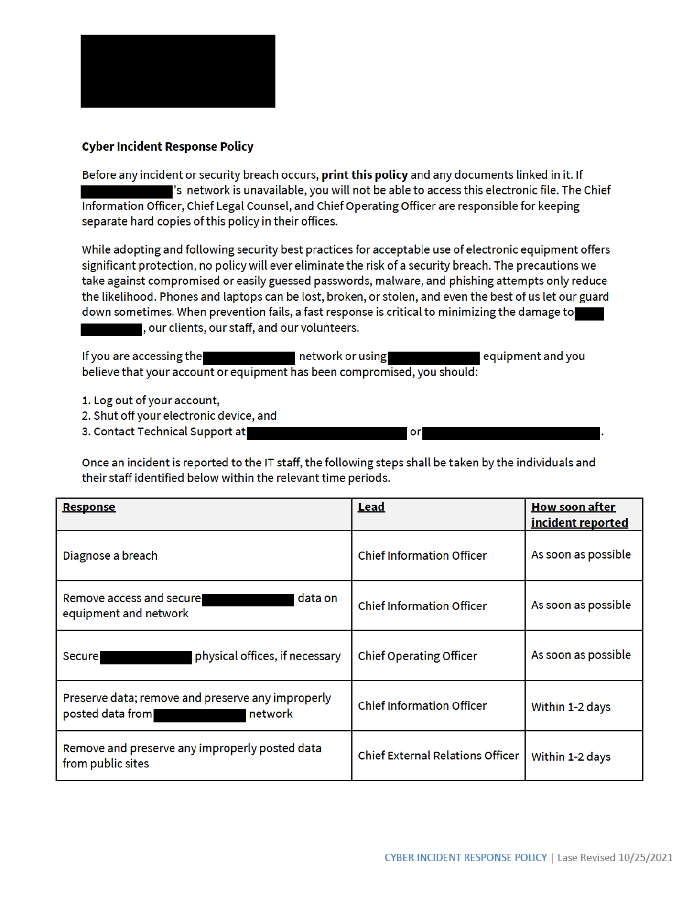## Cyber Incident Response Policy

Before any incident or security breach occurs, **print this policy** and any documents linked in it. If ’s network is unavailable, you will not be able to access this electronic file. The Chief Information Officer, Chief Legal Counsel, and Chief Operating Officer are responsible for keeping separate hard copies of this policy in their offices.

While adopting and following security best practices for acceptable use of electronic equipment offers significant protection, no policy will ever eliminate the risk of a security breach. The precautions we take against compromised or easily guessed passwords, malware, and phishing attempts only reduce the likelihood. Phones and laptops can be lost, broken, or stolen, and even the best of us let our guard down sometimes. When prevention fails, a fast response is critical to minimizing the damage to , our clients, our staff, and our volunteers.

If you are accessing the network or using equipment and you believe that your account or equipment has been compromised, you should:

1. Log out of your account,
2. Shut off your electronic device, and
3. Contact Technical Support at or .

Once an incident is reported to the IT staff, the following steps shall be taken by the individuals and their staff identified below within the relevant time periods.

| **Response** | **Lead** | **How soon after incident reported** |
|---|---|---|
| Diagnose a breach | Chief Information Officer | As soon as possible |
| Remove access and secure data on equipment and network | Chief Information Officer | As soon as possible |
| Secure physical offices, if necessary | Chief Operating Officer | As soon as possible |
| Preserve data; remove and preserve any improperly posted data from network | Chief Information Officer | Within 1-2 days |
| Remove and preserve any improperly posted data from public sites | Chief External Relations Officer | Within 1-2 days |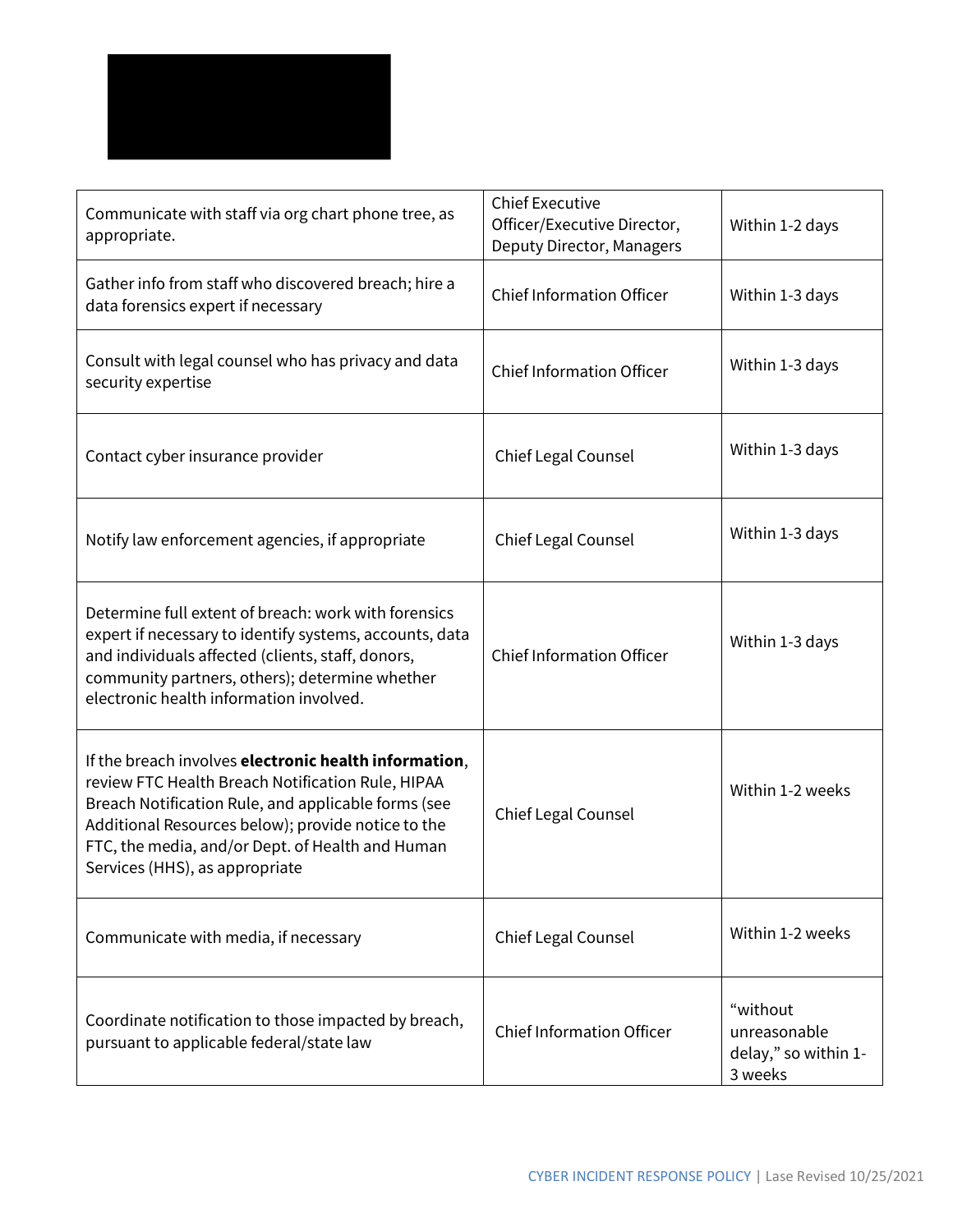| | | |
|---|---|---|
| Communicate with staff via org chart phone tree, as appropriate. | Chief Executive Officer/Executive Director, Deputy Director, Managers | Within 1-2 days |
| Gather info from staff who discovered breach; hire a data forensics expert if necessary | Chief Information Officer | Within 1-3 days |
| Consult with legal counsel who has privacy and data security expertise | Chief Information Officer | Within 1-3 days |
| Contact cyber insurance provider | Chief Legal Counsel | Within 1-3 days |
| Notify law enforcement agencies, if appropriate | Chief Legal Counsel | Within 1-3 days |
| Determine full extent of breach: work with forensics expert if necessary to identify systems, accounts, data and individuals affected (clients, staff, donors, community partners, others); determine whether electronic health information involved. | Chief Information Officer | Within 1-3 days |
| If the breach involves **electronic health information**, review FTC Health Breach Notification Rule, HIPAA Breach Notification Rule, and applicable forms (see Additional Resources below); provide notice to the FTC, the media, and/or Dept. of Health and Human Services (HHS), as appropriate | Chief Legal Counsel | Within 1-2 weeks |
| Communicate with media, if necessary | Chief Legal Counsel | Within 1-2 weeks |
| Coordinate notification to those impacted by breach, pursuant to applicable federal/state law | Chief Information Officer | "without unreasonable delay," so within 1-3 weeks |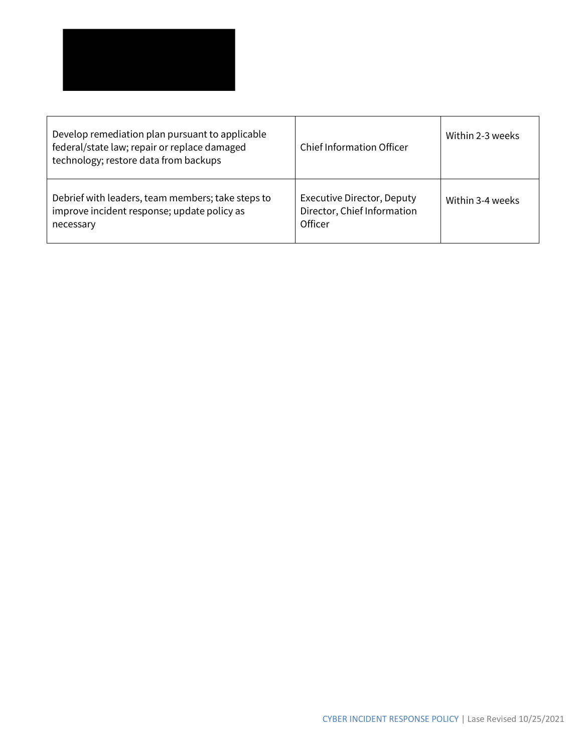| | | |
|---|---|---|
| Develop remediation plan pursuant to applicable federal/state law; repair or replace damaged technology; restore data from backups | Chief Information Officer | Within 2-3 weeks |
| Debrief with leaders, team members; take steps to improve incident response; update policy as necessary | Executive Director, Deputy Director, Chief Information Officer | Within 3-4 weeks |